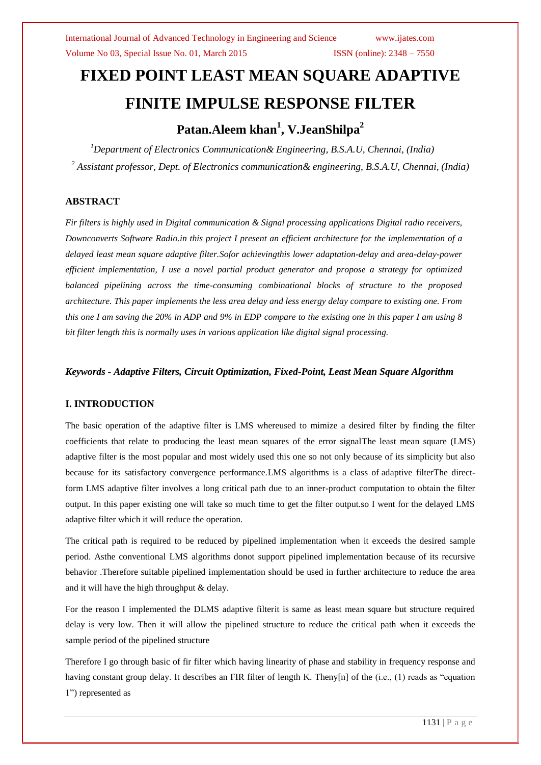# FIXED POINT LEAST MEAN SQUARE ADAPTIVE FINITE IMPULSE RESPONSE FILTER

## Patan.Aleem khan[1], V.JeanShilpa[2]

[1]*Department of Electronics Communication& Engineering, B.S.A.U, Chennai, (India)*

[2] *Assistant professor, Dept. of Electronics communication& engineering, B.S.A.U, Chennai, (India)*

### ABSTRACT

*Fir filters is highly used in Digital communication & Signal processing applications Digital radio receivers, Downconverts Software Radio.in this project I present an efficient architecture for the implementation of a delayed least mean square adaptive filter.Sofor achievingthis lower adaptation-delay and area-delay-power efficient implementation, I use a novel partial product generator and propose a strategy for optimized balanced pipelining across the time-consuming combinational blocks of structure to the proposed architecture. This paper implements the less area delay and less energy delay compare to existing one. From this one I am saving the 20% in ADP and 9% in EDP compare to the existing one in this paper I am using 8 bit filter length this is normally uses in various application like digital signal processing.*

***Keywords - Adaptive Filters, Circuit Optimization, Fixed-Point, Least Mean Square Algorithm***

### I. INTRODUCTION

The basic operation of the adaptive filter is LMS whereused to mimize a desired filter by finding the filter coefficients that relate to producing the least mean squares of the error signalThe least mean square (LMS) adaptive filter is the most popular and most widely used this one so not only because of its simplicity but also because for its satisfactory convergence performance.LMS algorithms is a class of adaptive filterThe direct-form LMS adaptive filter involves a long critical path due to an inner-product computation to obtain the filter output. In this paper existing one will take so much time to get the filter output.so I went for the delayed LMS adaptive filter which it will reduce the operation.

The critical path is required to be reduced by pipelined implementation when it exceeds the desired sample period. Asthe conventional LMS algorithms donot support pipelined implementation because of its recursive behavior .Therefore suitable pipelined implementation should be used in further architecture to reduce the area and it will have the high throughput & delay.

For the reason I implemented the DLMS adaptive filterit is same as least mean square but structure required delay is very low. Then it will allow the pipelined structure to reduce the critical path when it exceeds the sample period of the pipelined structure

Therefore I go through basic of fir filter which having linearity of phase and stability in frequency response and having constant group delay. It describes an FIR filter of length K. Theny[n] of the (i.e., (1) reads as "equation 1") represented as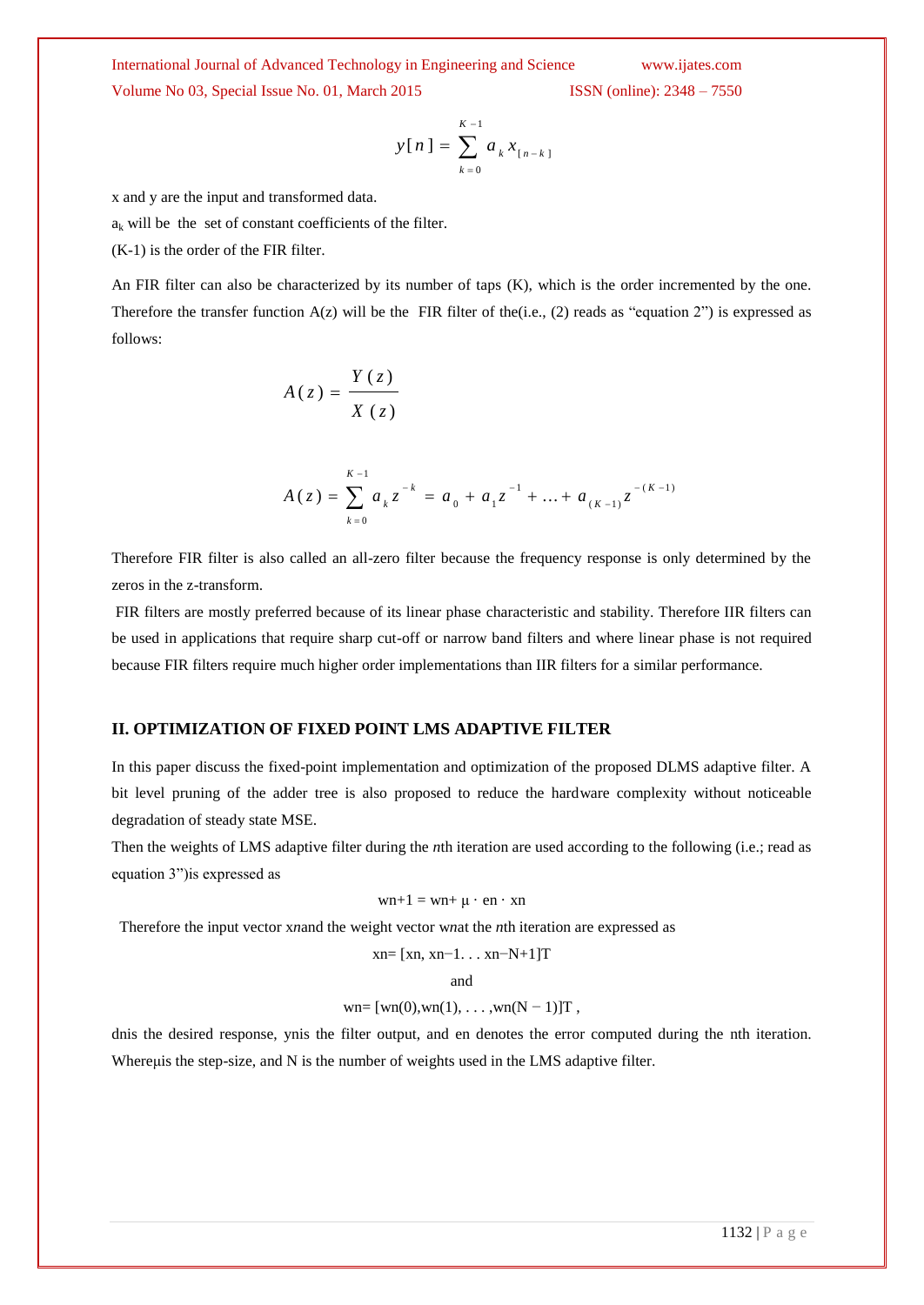$$y[n] = \sum_{k=0}^{K-1} a_k x_{[n-k]}$$

x and y are the input and transformed data.

$a_k$ will be the set of constant coefficients of the filter.

(K-1) is the order of the FIR filter.

An FIR filter can also be characterized by its number of taps (K), which is the order incremented by the one. Therefore the transfer function A(z) will be the FIR filter of the(i.e., (2) reads as "equation 2") is expressed as follows:

$$A(z) = \frac{Y(z)}{X(z)}$$

$$A(z) = \sum_{k=0}^{K-1} a_k z^{-k} = a_0 + a_1 z^{-1} + \ldots + a_{(K-1)} z^{-(K-1)}$$

Therefore FIR filter is also called an all-zero filter because the frequency response is only determined by the zeros in the z-transform.

FIR filters are mostly preferred because of its linear phase characteristic and stability. Therefore IIR filters can be used in applications that require sharp cut-off or narrow band filters and where linear phase is not required because FIR filters require much higher order implementations than IIR filters for a similar performance.

## II. OPTIMIZATION OF FIXED POINT LMS ADAPTIVE FILTER

In this paper discuss the fixed-point implementation and optimization of the proposed DLMS adaptive filter. A bit level pruning of the adder tree is also proposed to reduce the hardware complexity without noticeable degradation of steady state MSE.

Then the weights of LMS adaptive filter during the *n*th iteration are used according to the following (i.e.; read as equation 3")is expressed as

$$w_{n+1} = w_n + \mu \cdot e_n \cdot x_n$$

Therefore the input vector $x_n$and the weight vector $w_n$at the *n*th iteration are expressed as

$$x_n = [x_n, x_{n-1}. . . x_{n-N+1}]^T$$

and

$$w_n = [w_n(0), w_n(1), \ldots, w_n(N-1)]^T,$$

$d_n$is the desired response, $y_n$is the filter output, and $e_n$ denotes the error computed during the nth iteration. Whereμis the step-size, and N is the number of weights used in the LMS adaptive filter.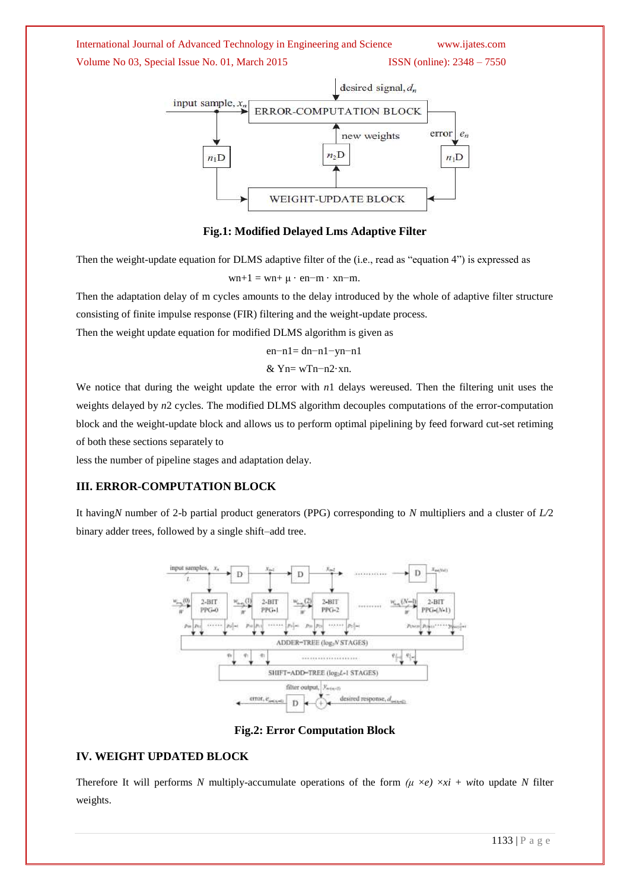Fig.1: Modified Delayed Lms Adaptive Filter

Then the weight-update equation for DLMS adaptive filter of the (i.e., read as "equation 4") is expressed as

$$w_{n+1} = w_n + \mu \cdot e_{n-m} \cdot x_{n-m}.$$

Then the adaptation delay of m cycles amounts to the delay introduced by the whole of adaptive filter structure consisting of finite impulse response (FIR) filtering and the weight-update process.

Then the weight update equation for modified DLMS algorithm is given as

$$e_{n-n1} = d_{n-n1} - y_{n-n1}$$

$$\& \; Y_n = w^T_{n-n2} \cdot x_n.$$

We notice that during the weight update the error with *n*1 delays wereused. Then the filtering unit uses the weights delayed by *n*2 cycles. The modified DLMS algorithm decouples computations of the error-computation block and the weight-update block and allows us to perform optimal pipelining by feed forward cut-set retiming of both these sections separately to

less the number of pipeline stages and adaptation delay.

## III. ERROR-COMPUTATION BLOCK

It having*N* number of 2-b partial product generators (PPG) corresponding to *N* multipliers and a cluster of *L/*2 binary adder trees, followed by a single shift–add tree.

Fig.2: Error Computation Block

## IV. WEIGHT UPDATED BLOCK

Therefore It will performs *N* multiply-accumulate operations of the form $(\mu \times e) \times x_i + w_i$to update *N* filter weights.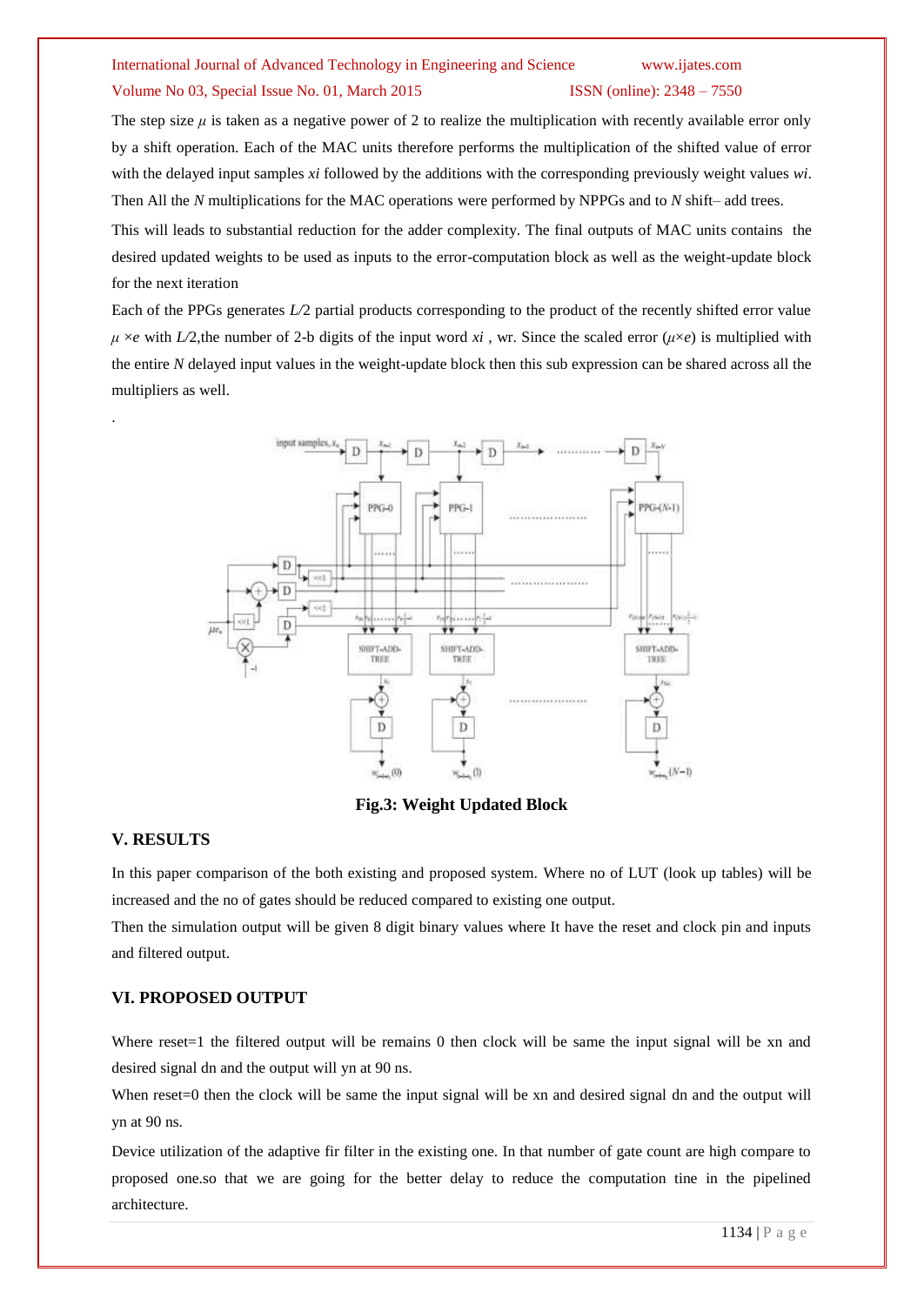The step size $\mu$ is taken as a negative power of 2 to realize the multiplication with recently available error only by a shift operation. Each of the MAC units therefore performs the multiplication of the shifted value of error with the delayed input samples *xi* followed by the additions with the corresponding previously weight values *wi*. Then All the *N* multiplications for the MAC operations were performed by NPPGs and to *N* shift– add trees.

This will leads to substantial reduction for the adder complexity. The final outputs of MAC units contains the desired updated weights to be used as inputs to the error-computation block as well as the weight-update block for the next iteration

Each of the PPGs generates *L/*2 partial products corresponding to the product of the recently shifted error value $\mu \times e$ with *L/*2,the number of 2-b digits of the input word *xi* , wr. Since the scaled error ($\mu \times e$) is multiplied with the entire *N* delayed input values in the weight-update block then this sub expression can be shared across all the multipliers as well.

.

**Fig.3: Weight Updated Block**

## V. RESULTS

In this paper comparison of the both existing and proposed system. Where no of LUT (look up tables) will be increased and the no of gates should be reduced compared to existing one output.

Then the simulation output will be given 8 digit binary values where It have the reset and clock pin and inputs and filtered output.

## VI. PROPOSED OUTPUT

Where reset=1 the filtered output will be remains 0 then clock will be same the input signal will be xn and desired signal dn and the output will yn at 90 ns.

When reset=0 then the clock will be same the input signal will be xn and desired signal dn and the output will yn at 90 ns.

Device utilization of the adaptive fir filter in the existing one. In that number of gate count are high compare to proposed one.so that we are going for the better delay to reduce the computation tine in the pipelined architecture.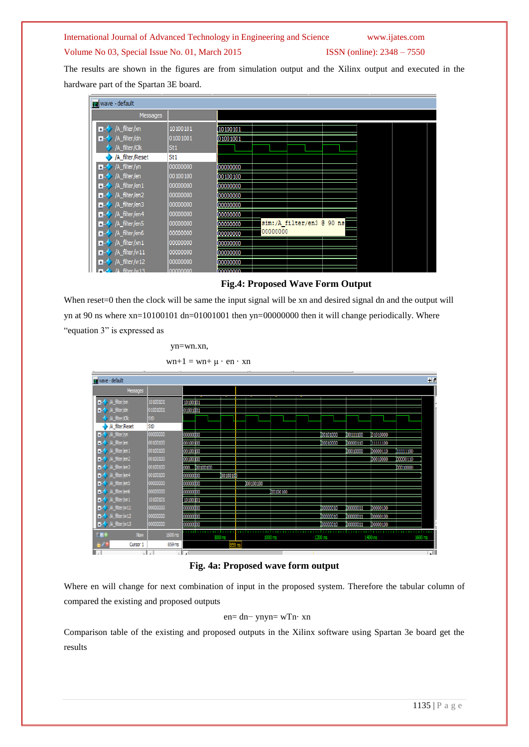The results are shown in the figures are from simulation output and the Xilinx output and executed in the hardware part of the Spartan 3E board.

**Fig.4: Proposed Wave Form Output**

When reset=0 then the clock will be same the input signal will be xn and desired signal dn and the output will yn at 90 ns where xn=10100101 dn=01001001 then yn=00000000 then it will change periodically. Where "equation 3" is expressed as

$$yn = wn.xn,$$

$$wn+1 = wn + \mu \cdot en \cdot xn$$

**Fig. 4a: Proposed wave form output**

Where en will change for next combination of input in the proposed system. Therefore the tabular column of compared the existing and proposed outputs

$$en = dn - ynyn = wTn \cdot xn$$

Comparison table of the existing and proposed outputs in the Xilinx software using Spartan 3e board get the results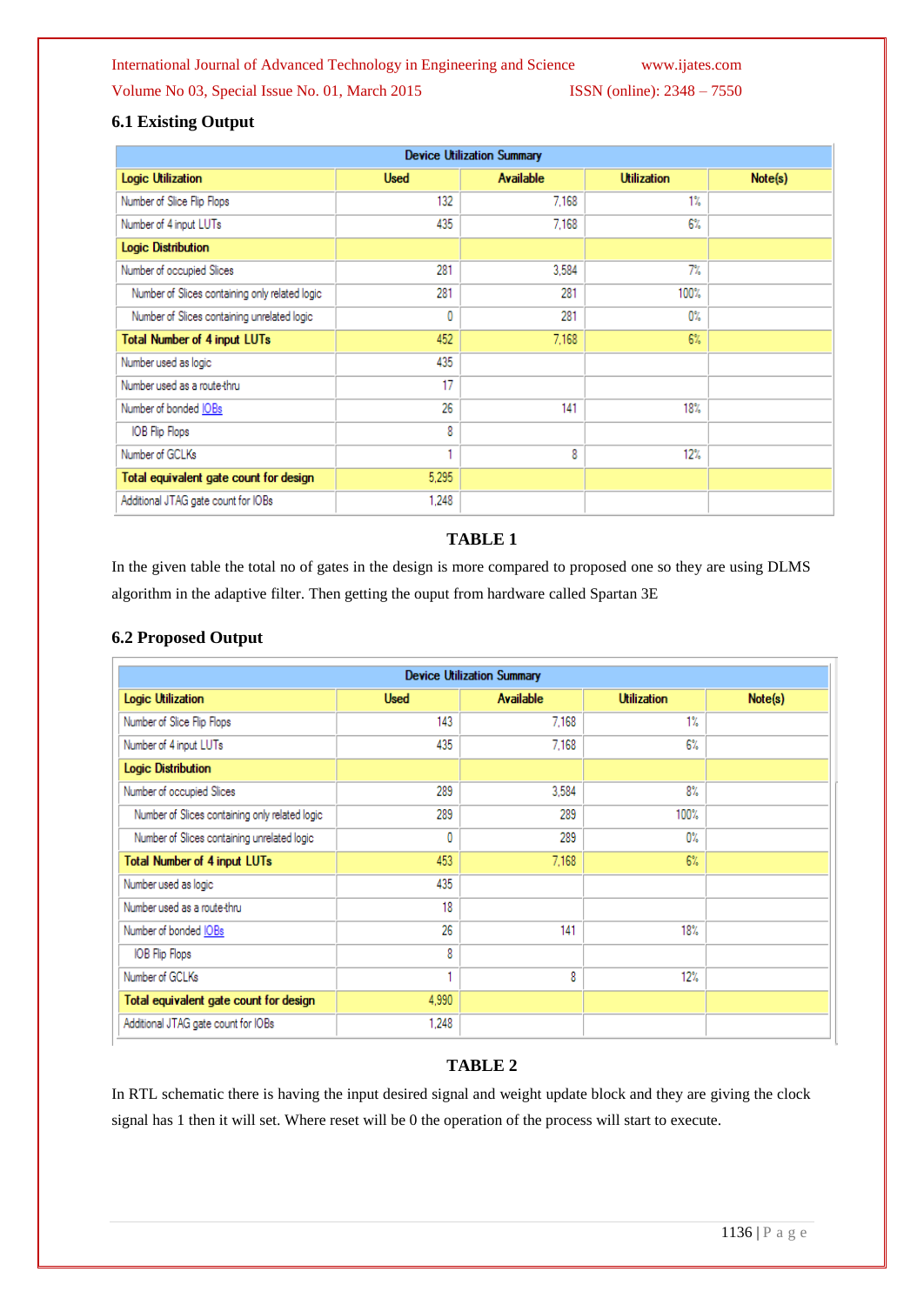### 6.1 Existing Output

| Device Utilization Summary | | | | |
|---|---|---|---|---|
| **Logic Utilization** | **Used** | **Available** | **Utilization** | **Note(s)** |
| Number of Slice Flip Flops | 132 | 7,168 | 1% | |
| Number of 4 input LUTs | 435 | 7,168 | 6% | |
| **Logic Distribution** | | | | |
| Number of occupied Slices | 281 | 3,584 | 7% | |
| Number of Slices containing only related logic | 281 | 281 | 100% | |
| Number of Slices containing unrelated logic | 0 | 281 | 0% | |
| **Total Number of 4 input LUTs** | 452 | 7,168 | 6% | |
| Number used as logic | 435 | | | |
| Number used as a route-thru | 17 | | | |
| Number of bonded IOBs | 26 | 141 | 18% | |
| IOB Flip Flops | 8 | | | |
| Number of GCLKs | 1 | 8 | 12% | |
| **Total equivalent gate count for design** | 5,295 | | | |
| Additional JTAG gate count for IOBs | 1,248 | | | |

**TABLE 1**

In the given table the total no of gates in the design is more compared to proposed one so they are using DLMS algorithm in the adaptive filter. Then getting the ouput from hardware called Spartan 3E

### 6.2 Proposed Output

| Device Utilization Summary | | | | |
|---|---|---|---|---|
| **Logic Utilization** | **Used** | **Available** | **Utilization** | **Note(s)** |
| Number of Slice Flip Flops | 143 | 7,168 | 1% | |
| Number of 4 input LUTs | 435 | 7,168 | 6% | |
| **Logic Distribution** | | | | |
| Number of occupied Slices | 289 | 3,584 | 8% | |
| Number of Slices containing only related logic | 289 | 289 | 100% | |
| Number of Slices containing unrelated logic | 0 | 289 | 0% | |
| **Total Number of 4 input LUTs** | 453 | 7,168 | 6% | |
| Number used as logic | 435 | | | |
| Number used as a route-thru | 18 | | | |
| Number of bonded IOBs | 26 | 141 | 18% | |
| IOB Flip Flops | 8 | | | |
| Number of GCLKs | 1 | 8 | 12% | |
| **Total equivalent gate count for design** | 4,990 | | | |
| Additional JTAG gate count for IOBs | 1,248 | | | |

**TABLE 2**

In RTL schematic there is having the input desired signal and weight update block and they are giving the clock signal has 1 then it will set. Where reset will be 0 the operation of the process will start to execute.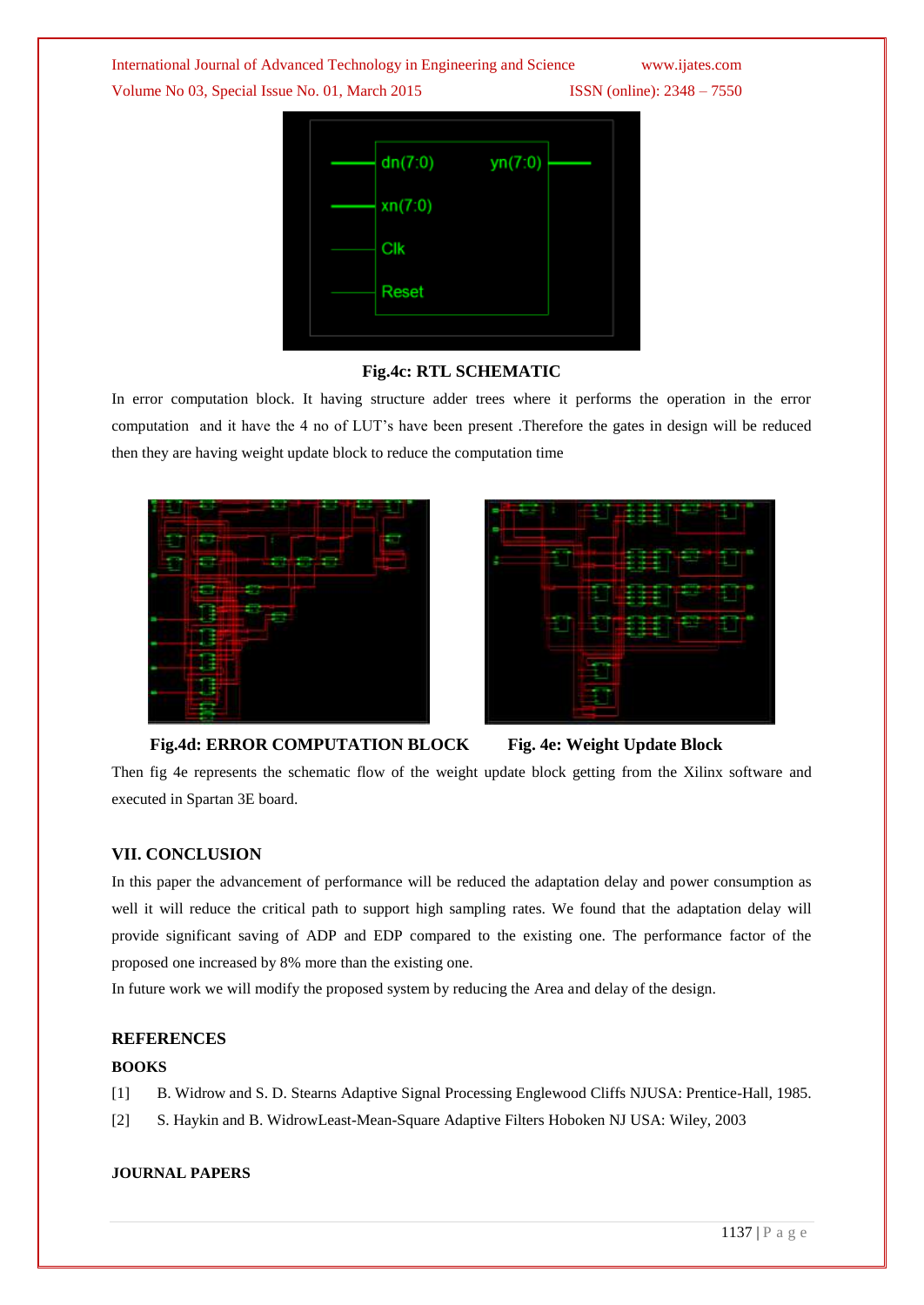**Fig.4c: RTL SCHEMATIC**

In error computation block. It having structure adder trees where it performs the operation in the error computation and it have the 4 no of LUT's have been present .Therefore the gates in design will be reduced then they are having weight update block to reduce the computation time

**Fig.4d: ERROR COMPUTATION BLOCK** **Fig. 4e: Weight Update Block**

Then fig 4e represents the schematic flow of the weight update block getting from the Xilinx software and executed in Spartan 3E board.

## VII. CONCLUSION

In this paper the advancement of performance will be reduced the adaptation delay and power consumption as well it will reduce the critical path to support high sampling rates. We found that the adaptation delay will provide significant saving of ADP and EDP compared to the existing one. The performance factor of the proposed one increased by 8% more than the existing one.

In future work we will modify the proposed system by reducing the Area and delay of the design.

## REFERENCES

### BOOKS

[1] B. Widrow and S. D. Stearns Adaptive Signal Processing Englewood Cliffs NJUSA: Prentice-Hall, 1985.

[2] S. Haykin and B. WidrowLeast-Mean-Square Adaptive Filters Hoboken NJ USA: Wiley, 2003

### JOURNAL PAPERS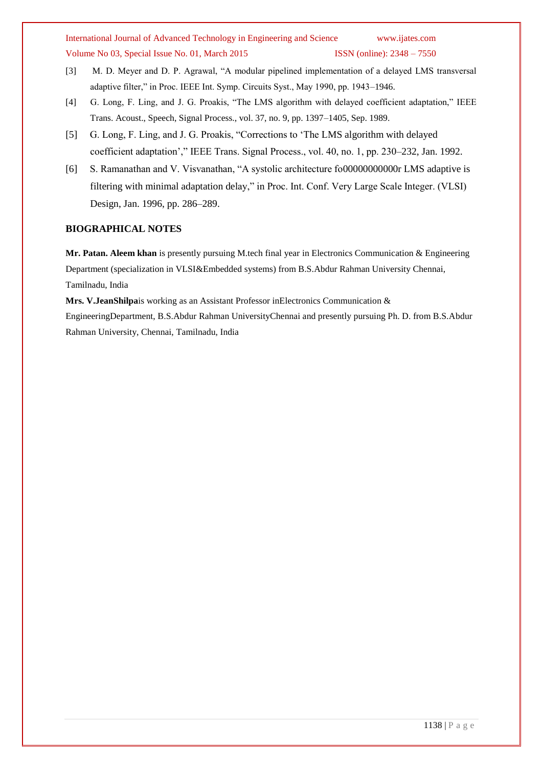[3] M. D. Meyer and D. P. Agrawal, "A modular pipelined implementation of a delayed LMS transversal adaptive filter," in Proc. IEEE Int. Symp. Circuits Syst., May 1990, pp. 1943–1946.

[4] G. Long, F. Ling, and J. G. Proakis, "The LMS algorithm with delayed coefficient adaptation," IEEE Trans. Acoust., Speech, Signal Process., vol. 37, no. 9, pp. 1397–1405, Sep. 1989.

[5] G. Long, F. Ling, and J. G. Proakis, "Corrections to 'The LMS algorithm with delayed coefficient adaptation'," IEEE Trans. Signal Process., vol. 40, no. 1, pp. 230–232, Jan. 1992.

[6] S. Ramanathan and V. Visvanathan, "A systolic architecture fo00000000000r LMS adaptive is filtering with minimal adaptation delay," in Proc. Int. Conf. Very Large Scale Integer. (VLSI) Design, Jan. 1996, pp. 286–289.

## BIOGRAPHICAL NOTES

**Mr. Patan. Aleem khan** is presently pursuing M.tech final year in Electronics Communication & Engineering Department (specialization in VLSI&Embedded systems) from B.S.Abdur Rahman University Chennai, Tamilnadu, India

**Mrs. V.JeanShilpa**is working as an Assistant Professor inElectronics Communication & EngineeringDepartment, B.S.Abdur Rahman UniversityChennai and presently pursuing Ph. D. from B.S.Abdur Rahman University, Chennai, Tamilnadu, India